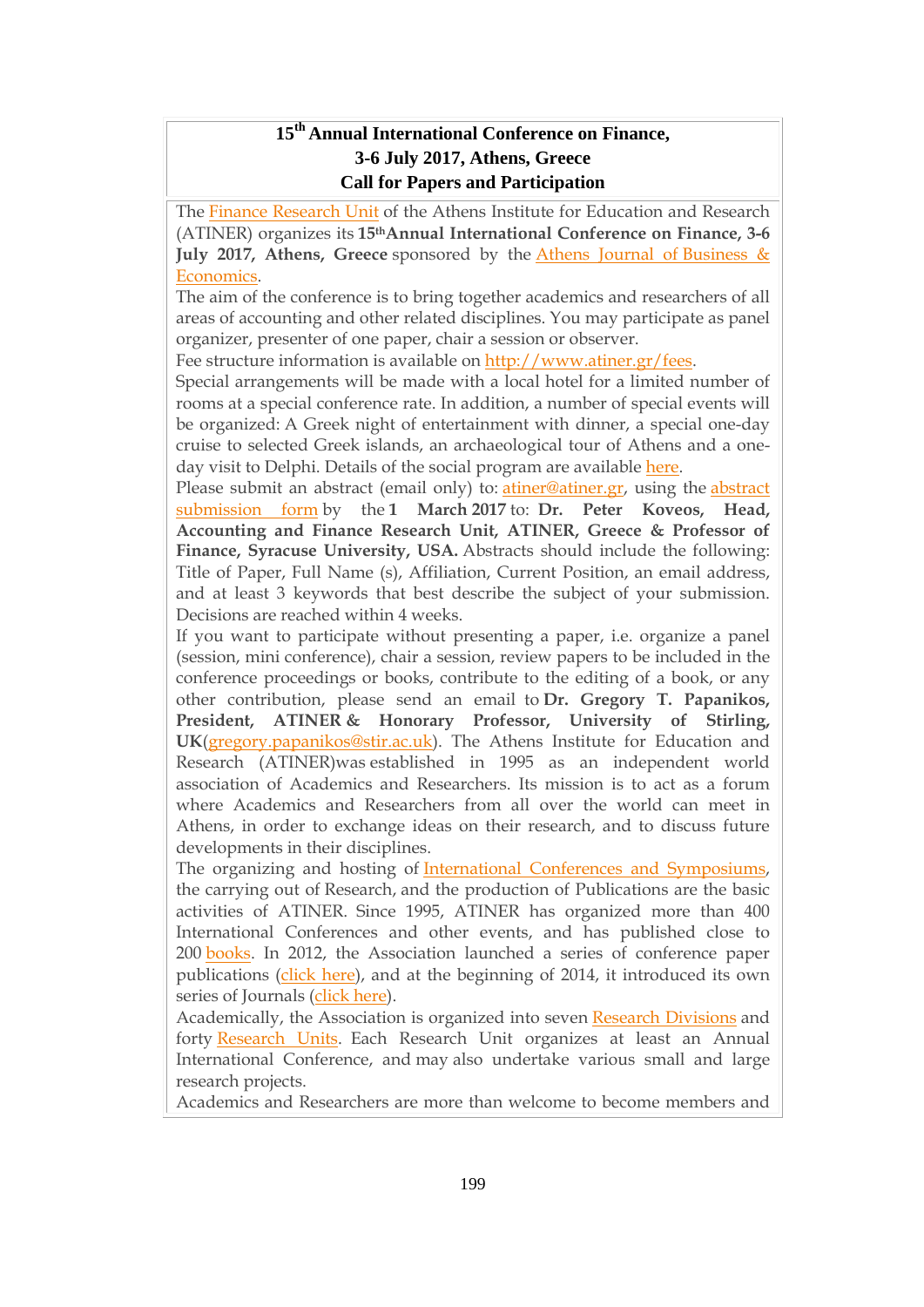## 15th Annual International Conference on Finance, 3-6 July 2017, Athens, Greece
## Call for Papers and Participation

The Finance Research Unit of the Athens Institute for Education and Research (ATINER) organizes its **15thAnnual International Conference on Finance, 3-6 July 2017, Athens, Greece** sponsored by the Athens Journal of Business & Economics.

The aim of the conference is to bring together academics and researchers of all areas of accounting and other related disciplines. You may participate as panel organizer, presenter of one paper, chair a session or observer.

Fee structure information is available on http://www.atiner.gr/fees.

Special arrangements will be made with a local hotel for a limited number of rooms at a special conference rate. In addition, a number of special events will be organized: A Greek night of entertainment with dinner, a special one-day cruise to selected Greek islands, an archaeological tour of Athens and a one-day visit to Delphi. Details of the social program are available here.

Please submit an abstract (email only) to: atiner@atiner.gr, using the abstract submission form by the **1 March 2017** to: **Dr. Peter Koveos, Head, Accounting and Finance Research Unit, ATINER, Greece & Professor of Finance, Syracuse University, USA.** Abstracts should include the following: Title of Paper, Full Name (s), Affiliation, Current Position, an email address, and at least 3 keywords that best describe the subject of your submission. Decisions are reached within 4 weeks.

If you want to participate without presenting a paper, i.e. organize a panel (session, mini conference), chair a session, review papers to be included in the conference proceedings or books, contribute to the editing of a book, or any other contribution, please send an email to **Dr. Gregory T. Papanikos, President, ATINER & Honorary Professor, University of Stirling, UK**(gregory.papanikos@stir.ac.uk). The Athens Institute for Education and Research (ATINER)was established in 1995 as an independent world association of Academics and Researchers. Its mission is to act as a forum where Academics and Researchers from all over the world can meet in Athens, in order to exchange ideas on their research, and to discuss future developments in their disciplines.

The organizing and hosting of International Conferences and Symposiums, the carrying out of Research, and the production of Publications are the basic activities of ATINER. Since 1995, ATINER has organized more than 400 International Conferences and other events, and has published close to 200 books. In 2012, the Association launched a series of conference paper publications (click here), and at the beginning of 2014, it introduced its own series of Journals (click here).

Academically, the Association is organized into seven Research Divisions and forty Research Units. Each Research Unit organizes at least an Annual International Conference, and may also undertake various small and large research projects.

Academics and Researchers are more than welcome to become members and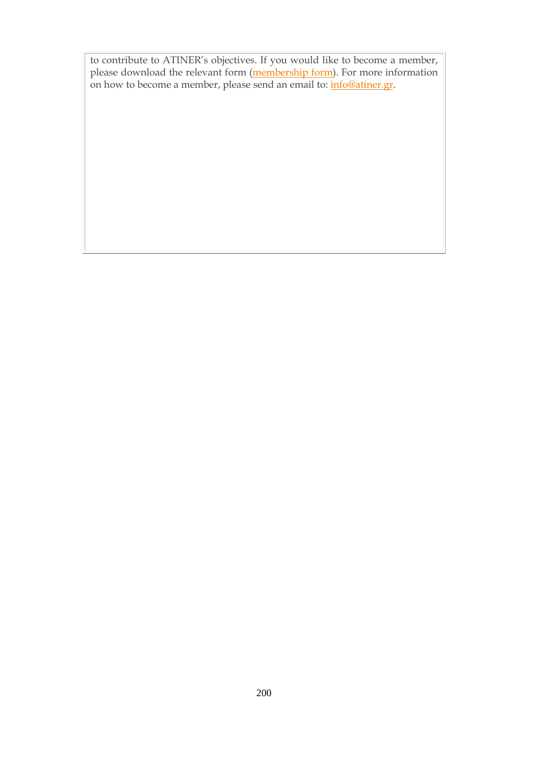to contribute to ATINER's objectives. If you would like to become a member, please download the relevant form (membership form). For more information on how to become a member, please send an email to: info@atiner.gr.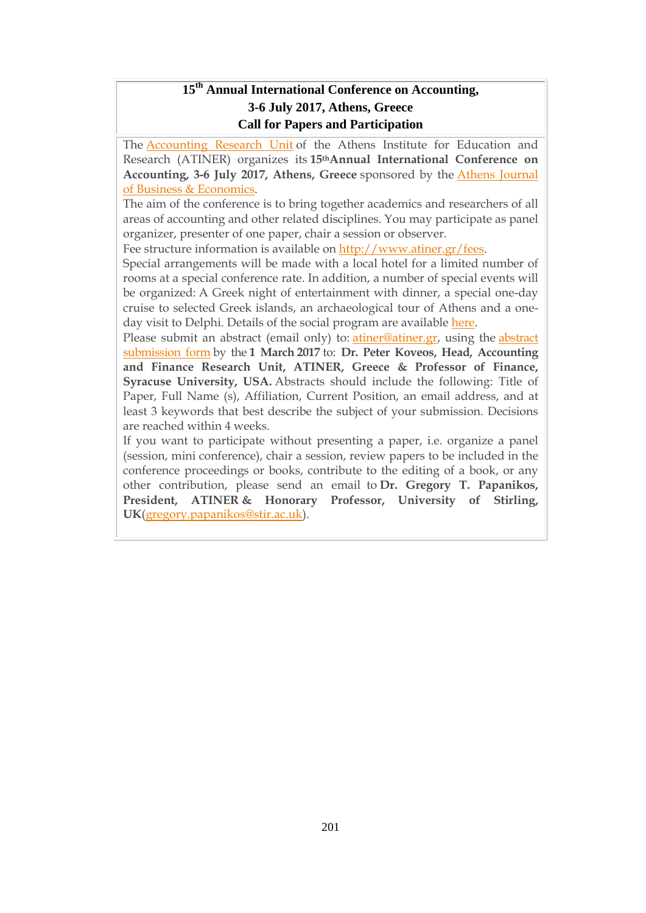**15th Annual International Conference on Accounting, 3-6 July 2017, Athens, Greece**
**Call for Papers and Participation**

The Accounting Research Unit of the Athens Institute for Education and Research (ATINER) organizes its **15th Annual International Conference on Accounting, 3-6 July 2017, Athens, Greece** sponsored by the Athens Journal of Business & Economics.

The aim of the conference is to bring together academics and researchers of all areas of accounting and other related disciplines. You may participate as panel organizer, presenter of one paper, chair a session or observer.

Fee structure information is available on http://www.atiner.gr/fees.

Special arrangements will be made with a local hotel for a limited number of rooms at a special conference rate. In addition, a number of special events will be organized: A Greek night of entertainment with dinner, a special one-day cruise to selected Greek islands, an archaeological tour of Athens and a one-day visit to Delphi. Details of the social program are available here.

Please submit an abstract (email only) to: atiner@atiner.gr, using the abstract submission form by the **1 March 2017** to: **Dr. Peter Koveos, Head, Accounting and Finance Research Unit, ATINER, Greece & Professor of Finance, Syracuse University, USA.** Abstracts should include the following: Title of Paper, Full Name (s), Affiliation, Current Position, an email address, and at least 3 keywords that best describe the subject of your submission. Decisions are reached within 4 weeks.

If you want to participate without presenting a paper, i.e. organize a panel (session, mini conference), chair a session, review papers to be included in the conference proceedings or books, contribute to the editing of a book, or any other contribution, please send an email to **Dr. Gregory T. Papanikos, President, ATINER & Honorary Professor, University of Stirling, UK**(gregory.papanikos@stir.ac.uk).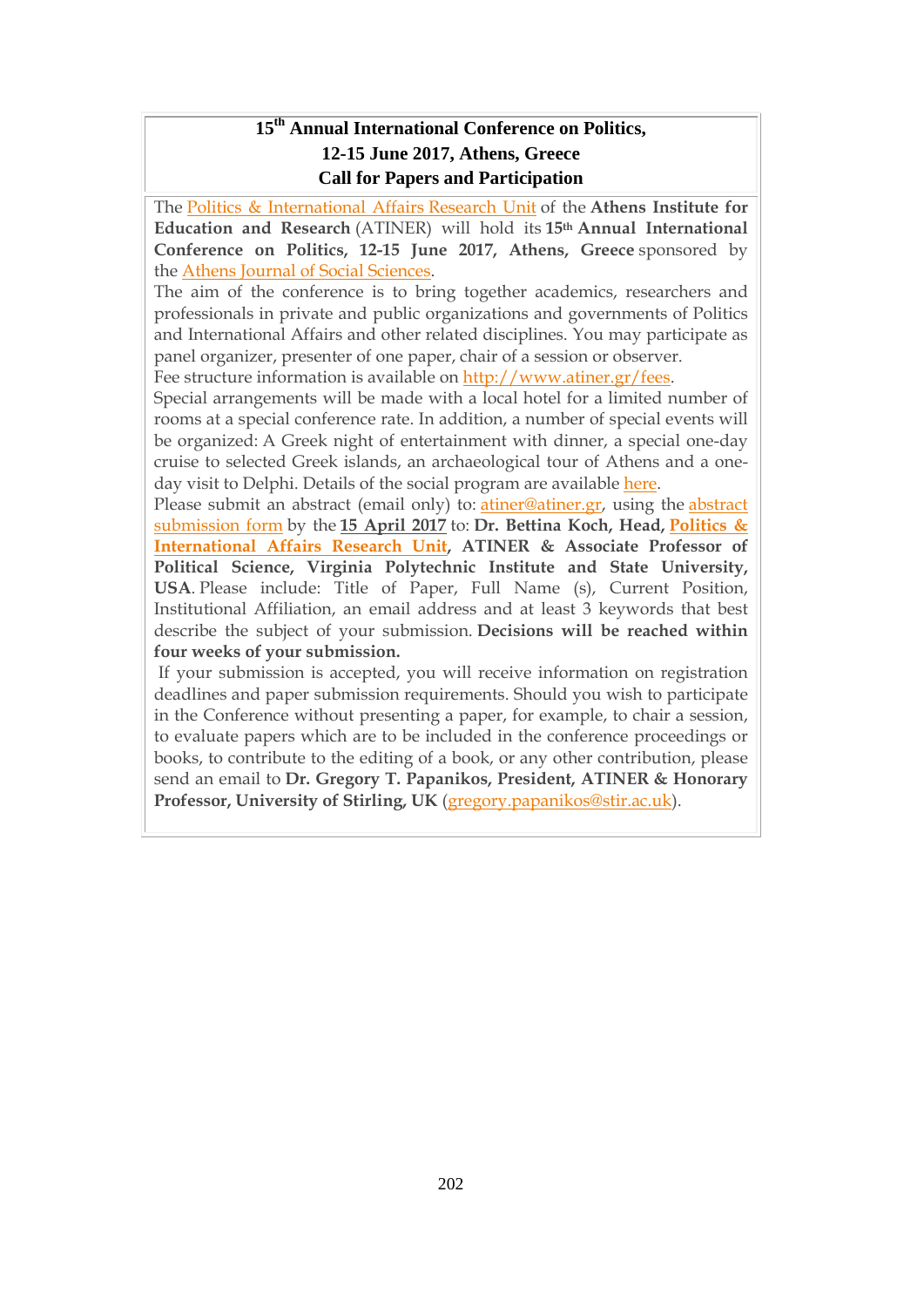# 15th Annual International Conference on Politics, 12-15 June 2017, Athens, Greece Call for Papers and Participation

The Politics & International Affairs Research Unit of the **Athens Institute for Education and Research** (ATINER) will hold its **15th Annual International Conference on Politics, 12-15 June 2017, Athens, Greece** sponsored by the Athens Journal of Social Sciences.

The aim of the conference is to bring together academics, researchers and professionals in private and public organizations and governments of Politics and International Affairs and other related disciplines. You may participate as panel organizer, presenter of one paper, chair of a session or observer.

Fee structure information is available on http://www.atiner.gr/fees.

Special arrangements will be made with a local hotel for a limited number of rooms at a special conference rate. In addition, a number of special events will be organized: A Greek night of entertainment with dinner, a special one-day cruise to selected Greek islands, an archaeological tour of Athens and a one-day visit to Delphi. Details of the social program are available here.

Please submit an abstract (email only) to: atiner@atiner.gr, using the abstract submission form by the **15 April 2017** to: **Dr. Bettina Koch, Head, Politics & International Affairs Research Unit, ATINER & Associate Professor of Political Science, Virginia Polytechnic Institute and State University, USA**. Please include: Title of Paper, Full Name (s), Current Position, Institutional Affiliation, an email address and at least 3 keywords that best describe the subject of your submission. **Decisions will be reached within four weeks of your submission.**

If your submission is accepted, you will receive information on registration deadlines and paper submission requirements. Should you wish to participate in the Conference without presenting a paper, for example, to chair a session, to evaluate papers which are to be included in the conference proceedings or books, to contribute to the editing of a book, or any other contribution, please send an email to **Dr. Gregory T. Papanikos, President, ATINER & Honorary Professor, University of Stirling, UK** (gregory.papanikos@stir.ac.uk).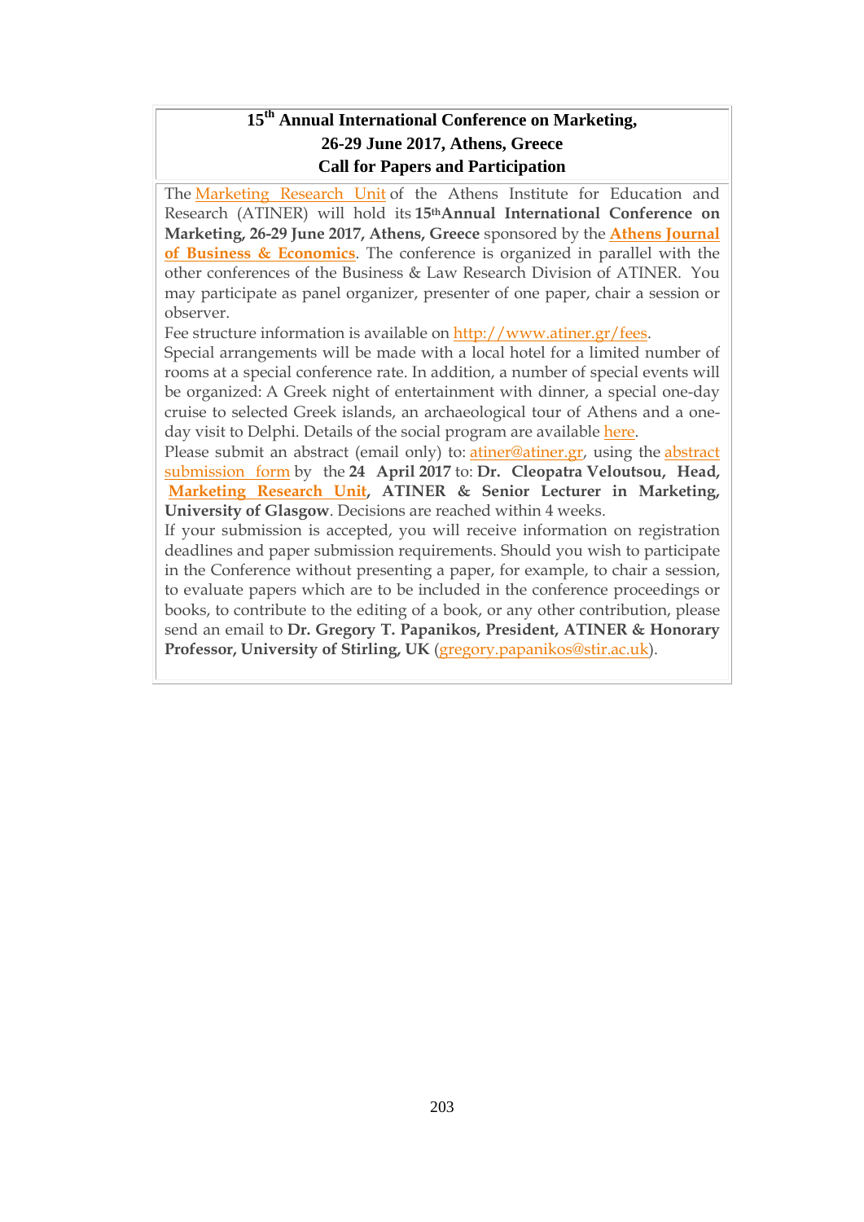# 15th Annual International Conference on Marketing, 26-29 June 2017, Athens, Greece
## Call for Papers and Participation

The Marketing Research Unit of the Athens Institute for Education and Research (ATINER) will hold its **15th Annual International Conference on Marketing, 26-29 June 2017, Athens, Greece** sponsored by the **Athens Journal of Business & Economics**. The conference is organized in parallel with the other conferences of the Business & Law Research Division of ATINER. You may participate as panel organizer, presenter of one paper, chair a session or observer.

Fee structure information is available on http://www.atiner.gr/fees.

Special arrangements will be made with a local hotel for a limited number of rooms at a special conference rate. In addition, a number of special events will be organized: A Greek night of entertainment with dinner, a special one-day cruise to selected Greek islands, an archaeological tour of Athens and a one-day visit to Delphi. Details of the social program are available here.

Please submit an abstract (email only) to: atiner@atiner.gr, using the abstract submission form by the **24 April 2017** to: **Dr. Cleopatra Veloutsou, Head, Marketing Research Unit, ATINER & Senior Lecturer in Marketing, University of Glasgow**. Decisions are reached within 4 weeks.

If your submission is accepted, you will receive information on registration deadlines and paper submission requirements. Should you wish to participate in the Conference without presenting a paper, for example, to chair a session, to evaluate papers which are to be included in the conference proceedings or books, to contribute to the editing of a book, or any other contribution, please send an email to **Dr. Gregory T. Papanikos, President, ATINER & Honorary Professor, University of Stirling, UK** (gregory.papanikos@stir.ac.uk).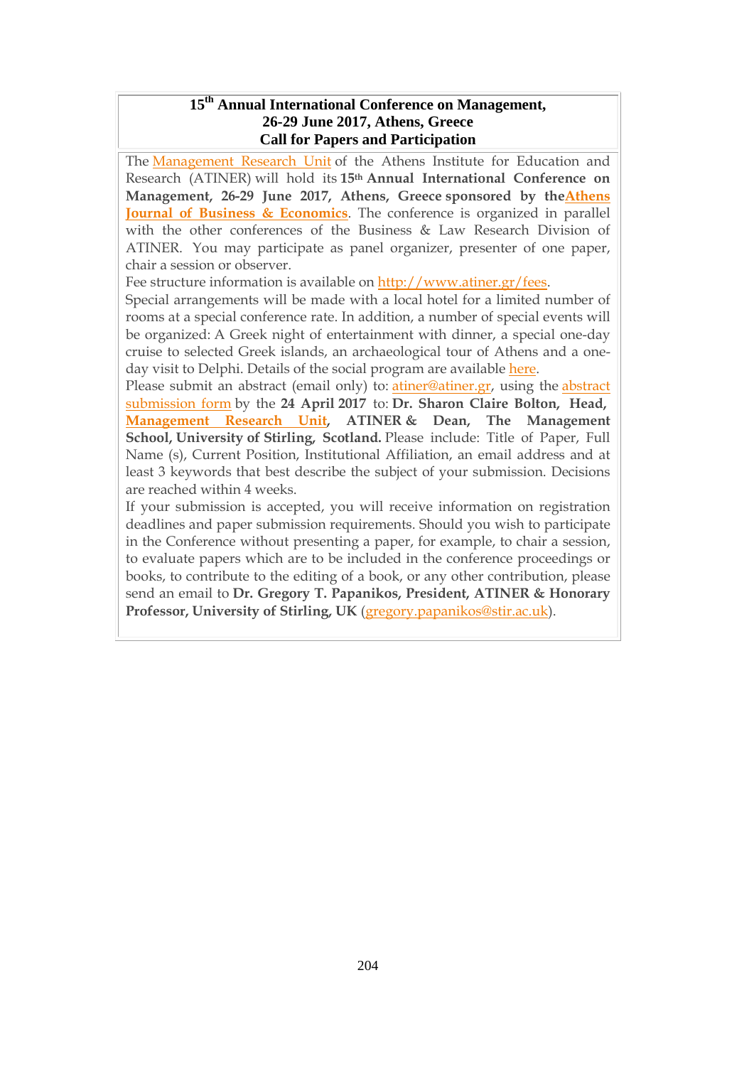# 15th Annual International Conference on Management, 26-29 June 2017, Athens, Greece
# Call for Papers and Participation

The Management Research Unit of the Athens Institute for Education and Research (ATINER) will hold its **15th Annual International Conference on Management, 26-29 June 2017, Athens, Greece sponsored by the Athens Journal of Business & Economics**. The conference is organized in parallel with the other conferences of the Business & Law Research Division of ATINER. You may participate as panel organizer, presenter of one paper, chair a session or observer.

Fee structure information is available on http://www.atiner.gr/fees.

Special arrangements will be made with a local hotel for a limited number of rooms at a special conference rate. In addition, a number of special events will be organized: A Greek night of entertainment with dinner, a special one-day cruise to selected Greek islands, an archaeological tour of Athens and a one-day visit to Delphi. Details of the social program are available here.

Please submit an abstract (email only) to: atiner@atiner.gr, using the abstract submission form by the **24 April 2017** to: **Dr. Sharon Claire Bolton, Head, Management Research Unit, ATINER & Dean, The Management School, University of Stirling, Scotland.** Please include: Title of Paper, Full Name (s), Current Position, Institutional Affiliation, an email address and at least 3 keywords that best describe the subject of your submission. Decisions are reached within 4 weeks.

If your submission is accepted, you will receive information on registration deadlines and paper submission requirements. Should you wish to participate in the Conference without presenting a paper, for example, to chair a session, to evaluate papers which are to be included in the conference proceedings or books, to contribute to the editing of a book, or any other contribution, please send an email to **Dr. Gregory T. Papanikos, President, ATINER & Honorary Professor, University of Stirling, UK** (gregory.papanikos@stir.ac.uk).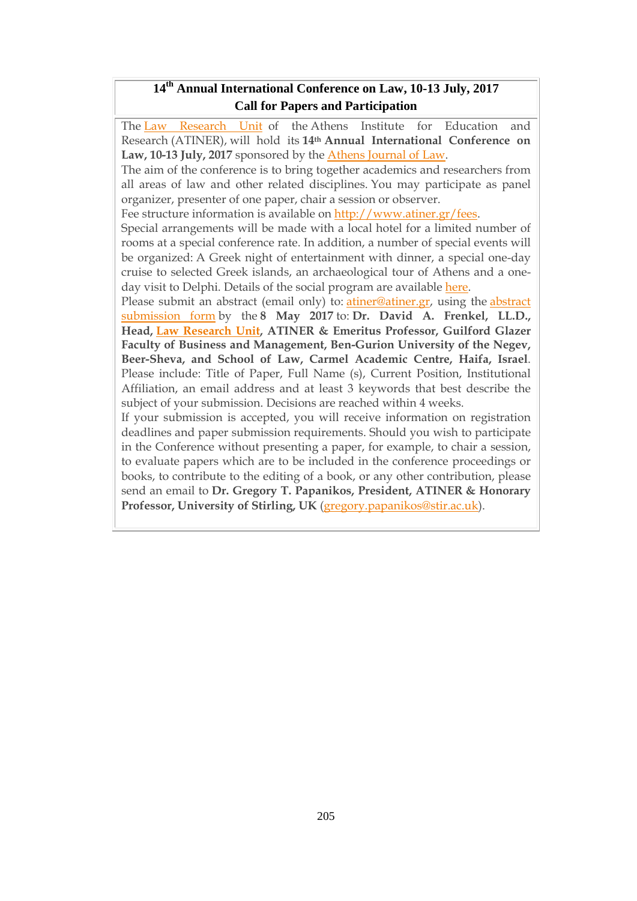## 14th Annual International Conference on Law, 10-13 July, 2017
## Call for Papers and Participation

The Law Research Unit of the Athens Institute for Education and Research (ATINER), will hold its **14th Annual International Conference on Law, 10-13 July, 2017** sponsored by the Athens Journal of Law.

The aim of the conference is to bring together academics and researchers from all areas of law and other related disciplines. You may participate as panel organizer, presenter of one paper, chair a session or observer.

Fee structure information is available on http://www.atiner.gr/fees.

Special arrangements will be made with a local hotel for a limited number of rooms at a special conference rate. In addition, a number of special events will be organized: A Greek night of entertainment with dinner, a special one-day cruise to selected Greek islands, an archaeological tour of Athens and a one-day visit to Delphi. Details of the social program are available here.

Please submit an abstract (email only) to: atiner@atiner.gr, using the abstract submission form by the **8 May 2017** to: **Dr. David A. Frenkel, LL.D., Head, Law Research Unit, ATINER & Emeritus Professor, Guilford Glazer Faculty of Business and Management, Ben-Gurion University of the Negev, Beer-Sheva, and School of Law, Carmel Academic Centre, Haifa, Israel**. Please include: Title of Paper, Full Name (s), Current Position, Institutional Affiliation, an email address and at least 3 keywords that best describe the subject of your submission. Decisions are reached within 4 weeks.

If your submission is accepted, you will receive information on registration deadlines and paper submission requirements. Should you wish to participate in the Conference without presenting a paper, for example, to chair a session, to evaluate papers which are to be included in the conference proceedings or books, to contribute to the editing of a book, or any other contribution, please send an email to **Dr. Gregory T. Papanikos, President, ATINER & Honorary Professor, University of Stirling, UK** (gregory.papanikos@stir.ac.uk).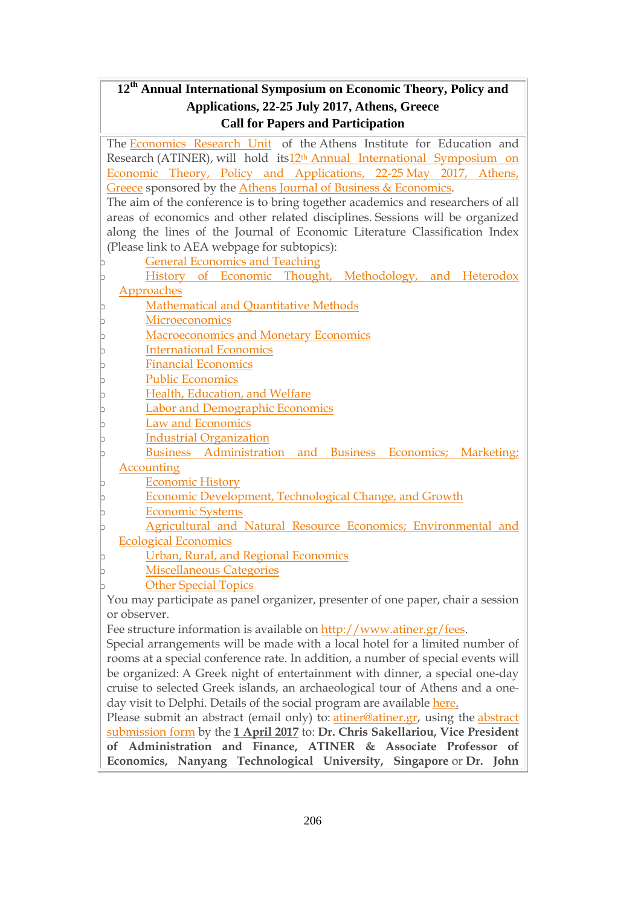**12th Annual International Symposium on Economic Theory, Policy and Applications, 22-25 July 2017, Athens, Greece**
**Call for Papers and Participation**

The Economics Research Unit of the Athens Institute for Education and Research (ATINER), will hold its12th Annual International Symposium on Economic Theory, Policy and Applications, 22-25 May 2017, Athens, Greece sponsored by the Athens Journal of Business & Economics.

The aim of the conference is to bring together academics and researchers of all areas of economics and other related disciplines. Sessions will be organized along the lines of the Journal of Economic Literature Classification Index (Please link to AEA webpage for subtopics):

- General Economics and Teaching
- History of Economic Thought, Methodology, and Heterodox Approaches
- Mathematical and Quantitative Methods
- Microeconomics
- Macroeconomics and Monetary Economics
- International Economics
- Financial Economics
- Public Economics
- Health, Education, and Welfare
- Labor and Demographic Economics
- Law and Economics
- Industrial Organization
- Business Administration and Business Economics; Marketing; Accounting
- Economic History
- Economic Development, Technological Change, and Growth
- Economic Systems
- Agricultural and Natural Resource Economics; Environmental and Ecological Economics
- Urban, Rural, and Regional Economics
- Miscellaneous Categories
- Other Special Topics

You may participate as panel organizer, presenter of one paper, chair a session or observer.

Fee structure information is available on http://www.atiner.gr/fees.

Special arrangements will be made with a local hotel for a limited number of rooms at a special conference rate. In addition, a number of special events will be organized: A Greek night of entertainment with dinner, a special one-day cruise to selected Greek islands, an archaeological tour of Athens and a one-day visit to Delphi. Details of the social program are available here.

Please submit an abstract (email only) to: atiner@atiner.gr, using the abstract submission form by the **1 April 2017** to: **Dr. Chris Sakellariou, Vice President of Administration and Finance, ATINER & Associate Professor of Economics, Nanyang Technological University, Singapore** or **Dr. John**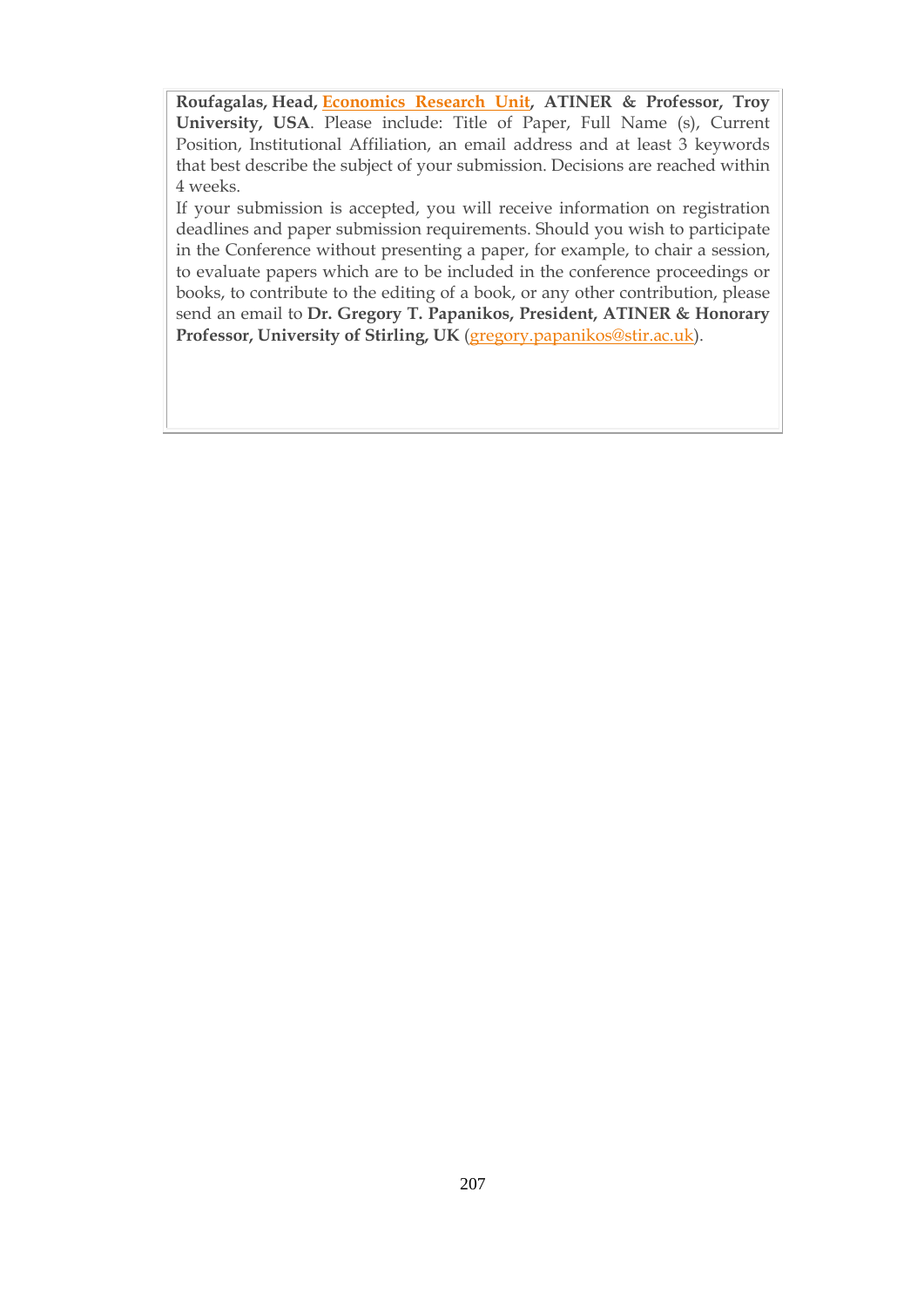**Roufagalas, Head, Economics Research Unit, ATINER & Professor, Troy University, USA**. Please include: Title of Paper, Full Name (s), Current Position, Institutional Affiliation, an email address and at least 3 keywords that best describe the subject of your submission. Decisions are reached within 4 weeks.

If your submission is accepted, you will receive information on registration deadlines and paper submission requirements. Should you wish to participate in the Conference without presenting a paper, for example, to chair a session, to evaluate papers which are to be included in the conference proceedings or books, to contribute to the editing of a book, or any other contribution, please send an email to **Dr. Gregory T. Papanikos, President, ATINER & Honorary Professor, University of Stirling, UK** (gregory.papanikos@stir.ac.uk).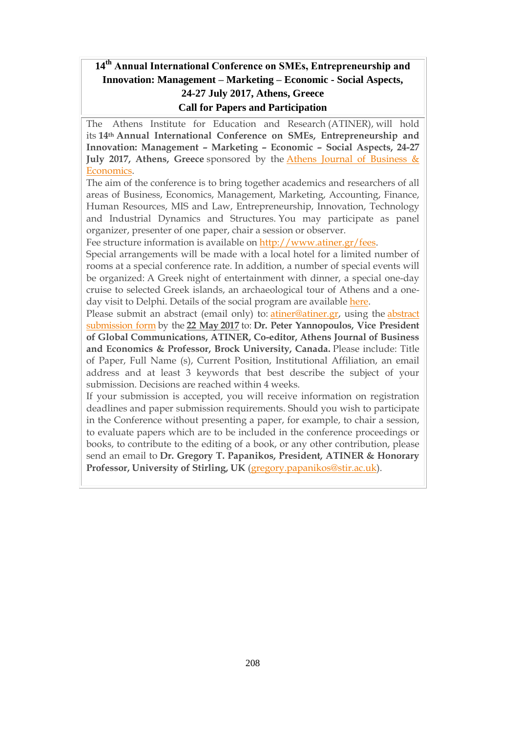## 14th Annual International Conference on SMEs, Entrepreneurship and Innovation: Management – Marketing – Economic - Social Aspects, 24-27 July 2017, Athens, Greece
## Call for Papers and Participation

The Athens Institute for Education and Research (ATINER), will hold its **14th Annual International Conference on SMEs, Entrepreneurship and Innovation: Management – Marketing – Economic – Social Aspects, 24-27 July 2017, Athens, Greece** sponsored by the Athens Journal of Business & Economics.

The aim of the conference is to bring together academics and researchers of all areas of Business, Economics, Management, Marketing, Accounting, Finance, Human Resources, MIS and Law, Entrepreneurship, Innovation, Technology and Industrial Dynamics and Structures. You may participate as panel organizer, presenter of one paper, chair a session or observer.

Fee structure information is available on http://www.atiner.gr/fees.

Special arrangements will be made with a local hotel for a limited number of rooms at a special conference rate. In addition, a number of special events will be organized: A Greek night of entertainment with dinner, a special one-day cruise to selected Greek islands, an archaeological tour of Athens and a one-day visit to Delphi. Details of the social program are available here.

Please submit an abstract (email only) to: atiner@atiner.gr, using the abstract submission form by the **22 May 2017** to: **Dr. Peter Yannopoulos, Vice President of Global Communications, ATINER, Co-editor, Athens Journal of Business and Economics & Professor, Brock University, Canada.** Please include: Title of Paper, Full Name (s), Current Position, Institutional Affiliation, an email address and at least 3 keywords that best describe the subject of your submission. Decisions are reached within 4 weeks.

If your submission is accepted, you will receive information on registration deadlines and paper submission requirements. Should you wish to participate in the Conference without presenting a paper, for example, to chair a session, to evaluate papers which are to be included in the conference proceedings or books, to contribute to the editing of a book, or any other contribution, please send an email to **Dr. Gregory T. Papanikos, President, ATINER & Honorary Professor, University of Stirling, UK** (gregory.papanikos@stir.ac.uk).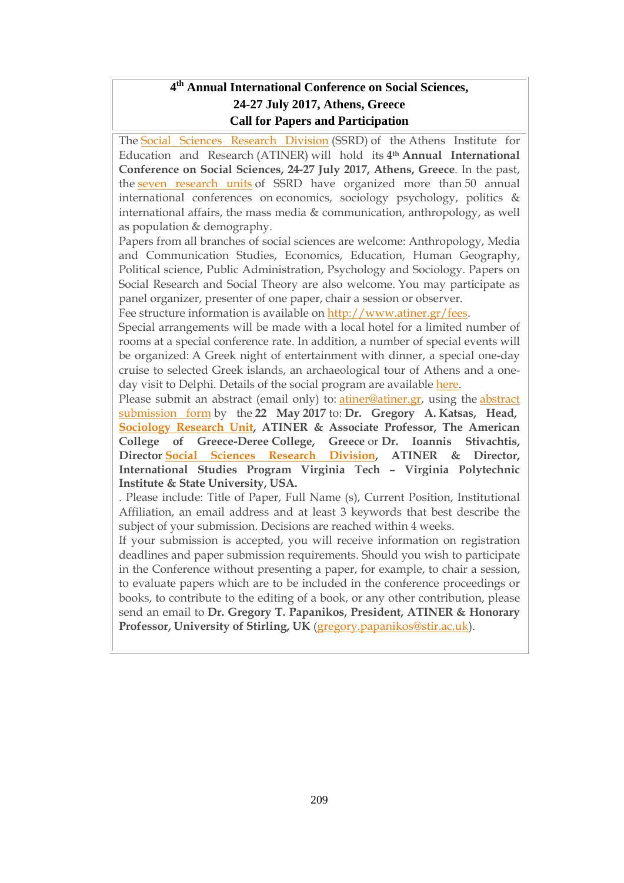# 4th Annual International Conference on Social Sciences, 24-27 July 2017, Athens, Greece
## Call for Papers and Participation

The Social Sciences Research Division (SSRD) of the Athens Institute for Education and Research (ATINER) will hold its **4th Annual International Conference on Social Sciences, 24-27 July 2017, Athens, Greece**. In the past, the seven research units of SSRD have organized more than 50 annual international conferences on economics, sociology psychology, politics & international affairs, the mass media & communication, anthropology, as well as population & demography.

Papers from all branches of social sciences are welcome: Anthropology, Media and Communication Studies, Economics, Education, Human Geography, Political science, Public Administration, Psychology and Sociology. Papers on Social Research and Social Theory are also welcome. You may participate as panel organizer, presenter of one paper, chair a session or observer.

Fee structure information is available on http://www.atiner.gr/fees.

Special arrangements will be made with a local hotel for a limited number of rooms at a special conference rate. In addition, a number of special events will be organized: A Greek night of entertainment with dinner, a special one-day cruise to selected Greek islands, an archaeological tour of Athens and a one-day visit to Delphi. Details of the social program are available here.

Please submit an abstract (email only) to: atiner@atiner.gr, using the abstract submission form by the **22 May 2017** to: **Dr. Gregory A. Katsas, Head, Sociology Research Unit, ATINER & Associate Professor, The American College of Greece-Deree College, Greece** or **Dr. Ioannis Stivachtis, Director Social Sciences Research Division, ATINER & Director, International Studies Program Virginia Tech – Virginia Polytechnic Institute & State University, USA.**

. Please include: Title of Paper, Full Name (s), Current Position, Institutional Affiliation, an email address and at least 3 keywords that best describe the subject of your submission. Decisions are reached within 4 weeks.

If your submission is accepted, you will receive information on registration deadlines and paper submission requirements. Should you wish to participate in the Conference without presenting a paper, for example, to chair a session, to evaluate papers which are to be included in the conference proceedings or books, to contribute to the editing of a book, or any other contribution, please send an email to **Dr. Gregory T. Papanikos, President, ATINER & Honorary Professor, University of Stirling, UK** (gregory.papanikos@stir.ac.uk).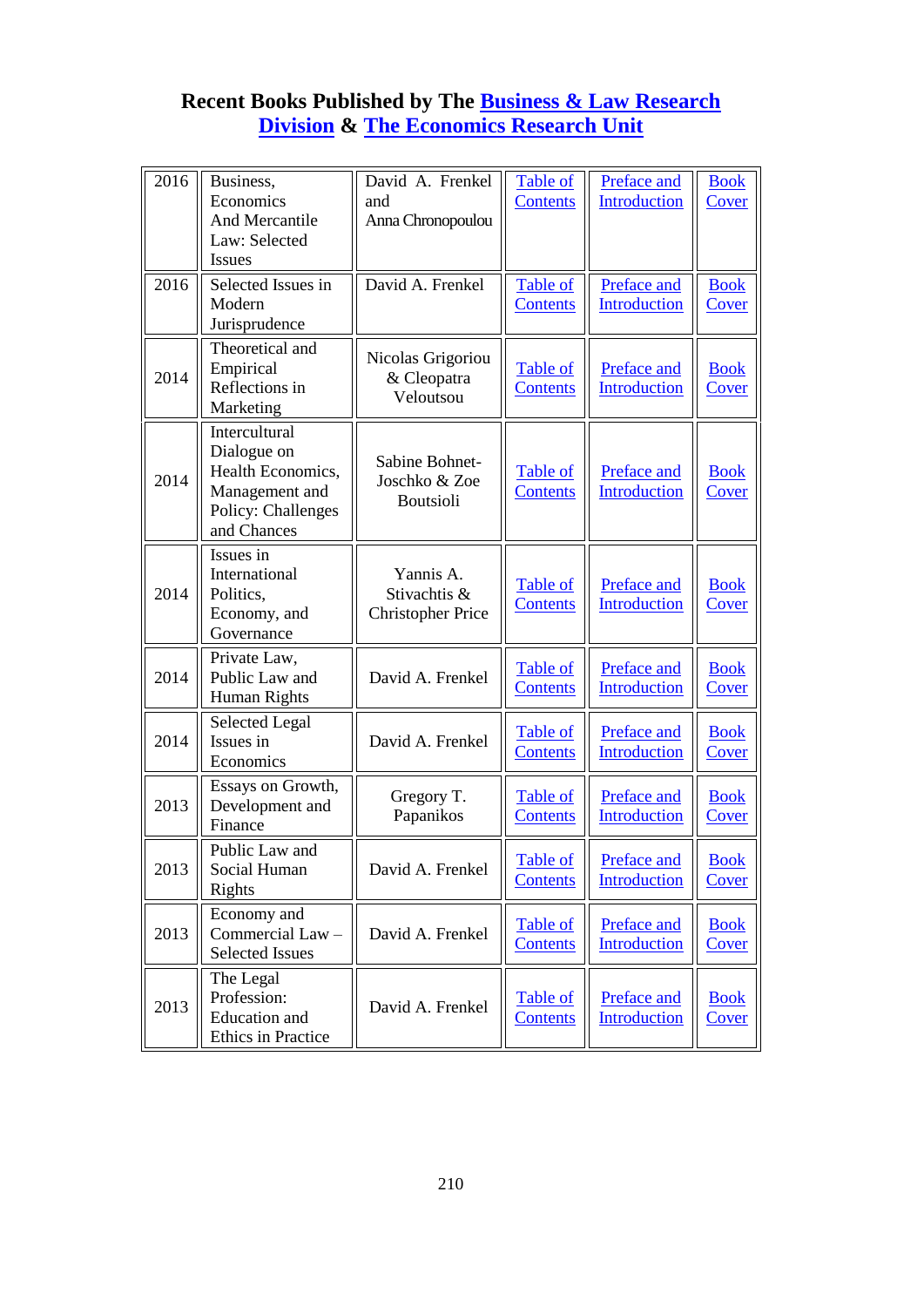# Recent Books Published by The Business & Law Research Division & The Economics Research Unit

| | | | | | |
|---|---|---|---|---|---|
| 2016 | Business, Economics And Mercantile Law: Selected Issues | David A. Frenkel and Anna Chronopoulou | Table of Contents | Preface and Introduction | Book Cover |
| 2016 | Selected Issues in Modern Jurisprudence | David A. Frenkel | Table of Contents | Preface and Introduction | Book Cover |
| 2014 | Theoretical and Empirical Reflections in Marketing | Nicolas Grigoriou & Cleopatra Veloutsou | Table of Contents | Preface and Introduction | Book Cover |
| 2014 | Intercultural Dialogue on Health Economics, Management and Policy: Challenges and Chances | Sabine Bohnet-Joschko & Zoe Boutsioli | Table of Contents | Preface and Introduction | Book Cover |
| 2014 | Issues in International Politics, Economy, and Governance | Yannis A. Stivachtis & Christopher Price | Table of Contents | Preface and Introduction | Book Cover |
| 2014 | Private Law, Public Law and Human Rights | David A. Frenkel | Table of Contents | Preface and Introduction | Book Cover |
| 2014 | Selected Legal Issues in Economics | David A. Frenkel | Table of Contents | Preface and Introduction | Book Cover |
| 2013 | Essays on Growth, Development and Finance | Gregory T. Papanikos | Table of Contents | Preface and Introduction | Book Cover |
| 2013 | Public Law and Social Human Rights | David A. Frenkel | Table of Contents | Preface and Introduction | Book Cover |
| 2013 | Economy and Commercial Law – Selected Issues | David A. Frenkel | Table of Contents | Preface and Introduction | Book Cover |
| 2013 | The Legal Profession: Education and Ethics in Practice | David A. Frenkel | Table of Contents | Preface and Introduction | Book Cover |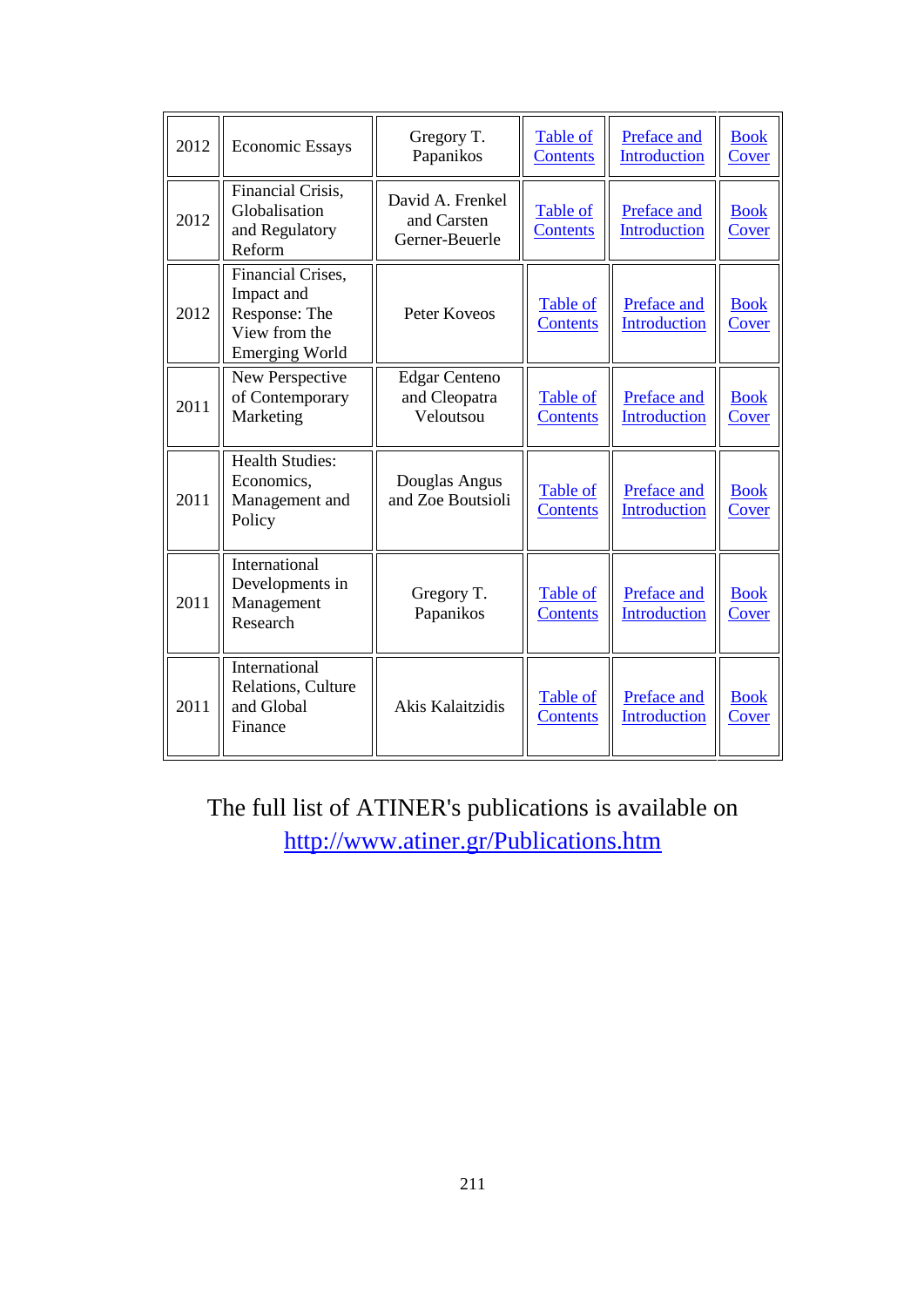| 2012 | Economic Essays | Gregory T. Papanikos | Table of Contents | Preface and Introduction | Book Cover |
|---|---|---|---|---|---|
| 2012 | Financial Crisis, Globalisation and Regulatory Reform | David A. Frenkel and Carsten Gerner-Beuerle | Table of Contents | Preface and Introduction | Book Cover |
| 2012 | Financial Crises, Impact and Response: The View from the Emerging World | Peter Koveos | Table of Contents | Preface and Introduction | Book Cover |
| 2011 | New Perspective of Contemporary Marketing | Edgar Centeno and Cleopatra Veloutsou | Table of Contents | Preface and Introduction | Book Cover |
| 2011 | Health Studies: Economics, Management and Policy | Douglas Angus and Zoe Boutsioli | Table of Contents | Preface and Introduction | Book Cover |
| 2011 | International Developments in Management Research | Gregory T. Papanikos | Table of Contents | Preface and Introduction | Book Cover |
| 2011 | International Relations, Culture and Global Finance | Akis Kalaitzidis | Table of Contents | Preface and Introduction | Book Cover |

The full list of ATINER's publications is available on
http://www.atiner.gr/Publications.htm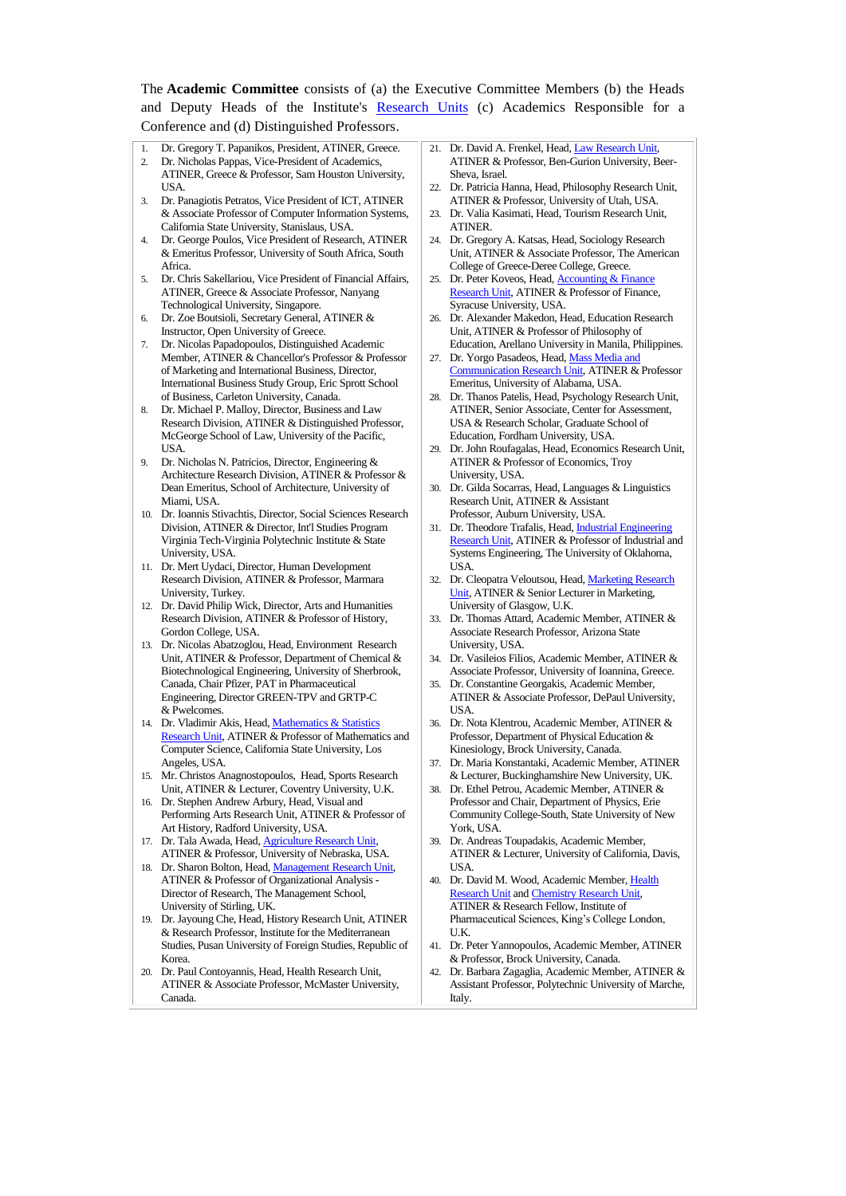The **Academic Committee** consists of (a) the Executive Committee Members (b) the Heads and Deputy Heads of the Institute's Research Units (c) Academics Responsible for a Conference and (d) Distinguished Professors.

1. Dr. Gregory T. Papanikos, President, ATINER, Greece.
2. Dr. Nicholas Pappas, Vice-President of Academics, ATINER, Greece & Professor, Sam Houston University, USA.
3. Dr. Panagiotis Petratos, Vice President of ICT, ATINER & Associate Professor of Computer Information Systems, California State University, Stanislaus, USA.
4. Dr. George Poulos, Vice President of Research, ATINER & Emeritus Professor, University of South Africa, South Africa.
5. Dr. Chris Sakellariou, Vice President of Financial Affairs, ATINER, Greece & Associate Professor, Nanyang Technological University, Singapore.
6. Dr. Zoe Boutsioli, Secretary General, ATINER & Instructor, Open University of Greece.
7. Dr. Nicolas Papadopoulos, Distinguished Academic Member, ATINER & Chancellor's Professor & Professor of Marketing and International Business, Director, International Business Study Group, Eric Sprott School of Business, Carleton University, Canada.
8. Dr. Michael P. Malloy, Director, Business and Law Research Division, ATINER & Distinguished Professor, McGeorge School of Law, University of the Pacific, USA.
9. Dr. Nicholas N. Patricios, Director, Engineering & Architecture Research Division, ATINER & Professor & Dean Emeritus, School of Architecture, University of Miami, USA.
10. Dr. Ioannis Stivachtis, Director, Social Sciences Research Division, ATINER & Director, Int'l Studies Program Virginia Tech-Virginia Polytechnic Institute & State University, USA.
11. Dr. Mert Uydaci, Director, Human Development Research Division, ATINER & Professor, Marmara University, Turkey.
12. Dr. David Philip Wick, Director, Arts and Humanities Research Division, ATINER & Professor of History, Gordon College, USA.
13. Dr. Nicolas Abatzoglou, Head, Environment Research Unit, ATINER & Professor, Department of Chemical & Biotechnological Engineering, University of Sherbrook, Canada, Chair Pfizer, PAT in Pharmaceutical Engineering, Director GREEN-TPV and GRTP-C & Pwelcomes.
14. Dr. Vladimir Akis, Head, Mathematics & Statistics Research Unit, ATINER & Professor of Mathematics and Computer Science, California State University, Los Angeles, USA.
15. Mr. Christos Anagnostopoulos, Head, Sports Research Unit, ATINER & Lecturer, Coventry University, U.K.
16. Dr. Stephen Andrew Arbury, Head, Visual and Performing Arts Research Unit, ATINER & Professor of Art History, Radford University, USA.
17. Dr. Tala Awada, Head, Agriculture Research Unit, ATINER & Professor, University of Nebraska, USA.
18. Dr. Sharon Bolton, Head, Management Research Unit, ATINER & Professor of Organizational Analysis - Director of Research, The Management School, University of Stirling, UK.
19. Dr. Jayoung Che, Head, History Research Unit, ATINER & Research Professor, Institute for the Mediterranean Studies, Pusan University of Foreign Studies, Republic of Korea.
20. Dr. Paul Contoyannis, Head, Health Research Unit, ATINER & Associate Professor, McMaster University, Canada.
21. Dr. David A. Frenkel, Head, Law Research Unit, ATINER & Professor, Ben-Gurion University, Beer-Sheva, Israel.
22. Dr. Patricia Hanna, Head, Philosophy Research Unit, ATINER & Professor, University of Utah, USA.
23. Dr. Valia Kasimati, Head, Tourism Research Unit, ATINER.
24. Dr. Gregory A. Katsas, Head, Sociology Research Unit, ATINER & Associate Professor, The American College of Greece-Deree College, Greece.
25. Dr. Peter Koveos, Head, Accounting & Finance Research Unit, ATINER & Professor of Finance, Syracuse University, USA.
26. Dr. Alexander Makedon, Head, Education Research Unit, ATINER & Professor of Philosophy of Education, Arellano University in Manila, Philippines.
27. Dr. Yorgo Pasadeos, Head, Mass Media and Communication Research Unit, ATINER & Professor Emeritus, University of Alabama, USA.
28. Dr. Thanos Patelis, Head, Psychology Research Unit, ATINER, Senior Associate, Center for Assessment, USA & Research Scholar, Graduate School of Education, Fordham University, USA.
29. Dr. John Roufagalas, Head, Economics Research Unit, ATINER & Professor of Economics, Troy University, USA.
30. Dr. Gilda Socarras, Head, Languages & Linguistics Research Unit, ATINER & Assistant Professor, Auburn University, USA.
31. Dr. Theodore Trafalis, Head, Industrial Engineering Research Unit, ATINER & Professor of Industrial and Systems Engineering, The University of Oklahoma, USA.
32. Dr. Cleopatra Veloutsou, Head, Marketing Research Unit, ATINER & Senior Lecturer in Marketing, University of Glasgow, U.K.
33. Dr. Thomas Attard, Academic Member, ATINER & Associate Research Professor, Arizona State University, USA.
34. Dr. Vasileios Filios, Academic Member, ATINER & Associate Professor, University of Ioannina, Greece.
35. Dr. Constantine Georgakis, Academic Member, ATINER & Associate Professor, DePaul University, USA.
36. Dr. Nota Klentrou, Academic Member, ATINER & Professor, Department of Physical Education & Kinesiology, Brock University, Canada.
37. Dr. Maria Konstantaki, Academic Member, ATINER & Lecturer, Buckinghamshire New University, UK.
38. Dr. Ethel Petrou, Academic Member, ATINER & Professor and Chair, Department of Physics, Erie Community College-South, State University of New York, USA.
39. Dr. Andreas Toupadakis, Academic Member, ATINER & Lecturer, University of California, Davis, USA.
40. Dr. David M. Wood, Academic Member, Health Research Unit and Chemistry Research Unit, ATINER & Research Fellow, Institute of Pharmaceutical Sciences, King's College London, U.K.
41. Dr. Peter Yannopoulos, Academic Member, ATINER & Professor, Brock University, Canada.
42. Dr. Barbara Zagaglia, Academic Member, ATINER & Assistant Professor, Polytechnic University of Marche, Italy.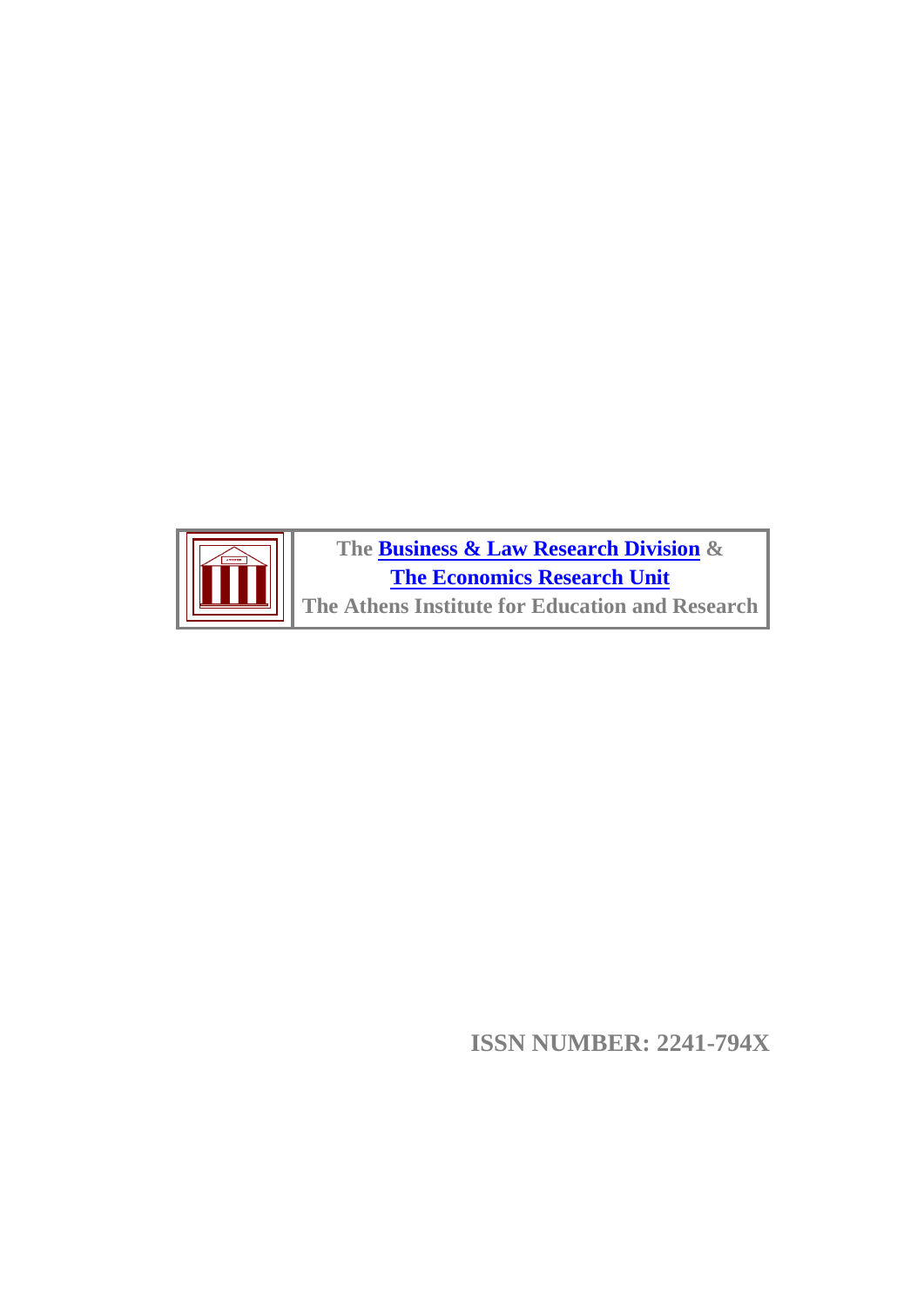The **Business & Law Research Division** &
**The Economics Research Unit**
The Athens Institute for Education and Research

**ISSN NUMBER: 2241-794X**